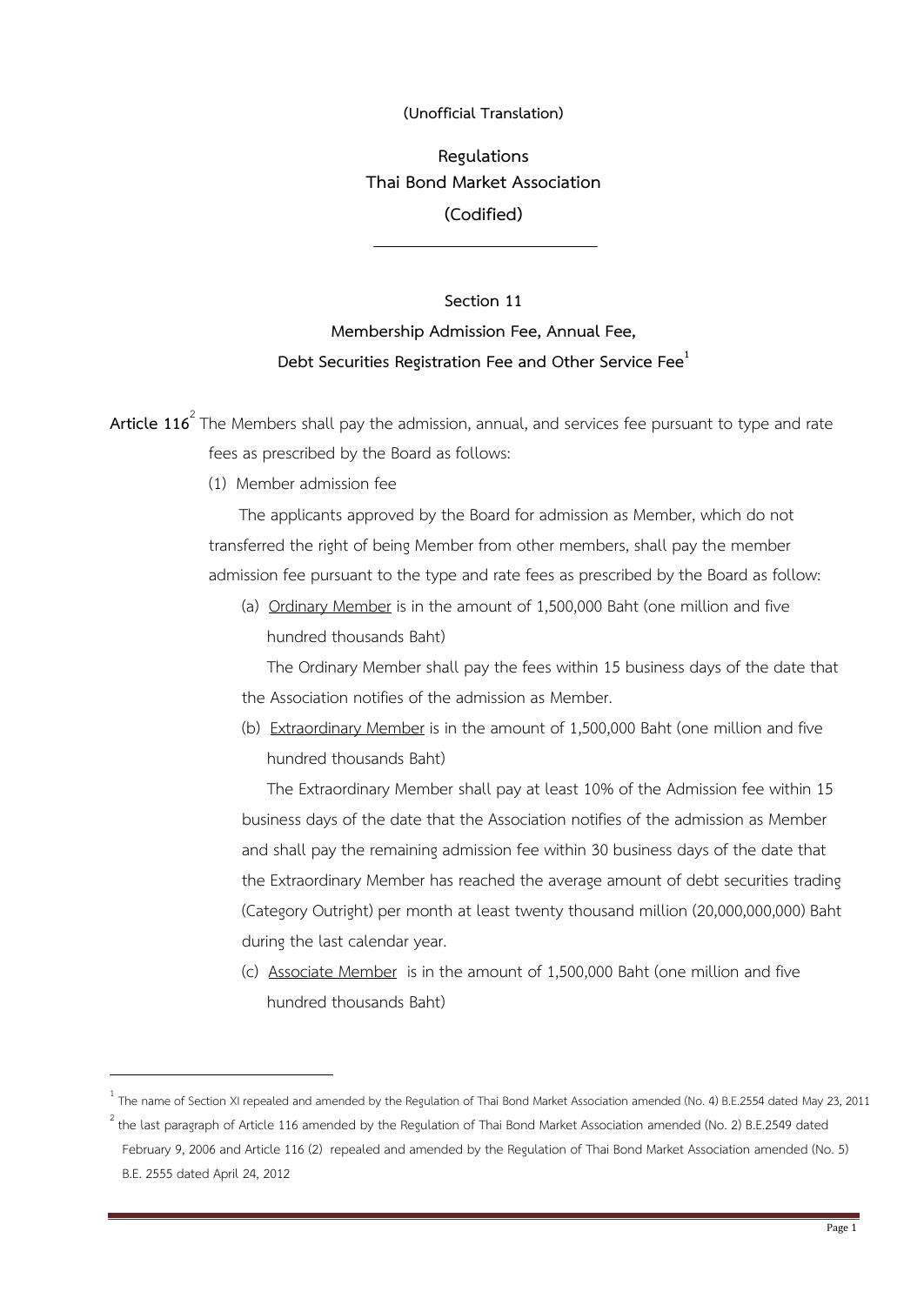(Unofficial Translation)

# Regulations
# Thai Bond Market Association
# (Codified)

## Section 11
## Membership Admission Fee, Annual Fee, Debt Securities Registration Fee and Other Service Fee[1]

**Article 116**[2] The Members shall pay the admission, annual, and services fee pursuant to type and rate fees as prescribed by the Board as follows:

(1) Member admission fee

The applicants approved by the Board for admission as Member, which do not transferred the right of being Member from other members, shall pay the member admission fee pursuant to the type and rate fees as prescribed by the Board as follow:

(a) Ordinary Member is in the amount of 1,500,000 Baht (one million and five hundred thousands Baht)

The Ordinary Member shall pay the fees within 15 business days of the date that the Association notifies of the admission as Member.

(b) Extraordinary Member is in the amount of 1,500,000 Baht (one million and five hundred thousands Baht)

The Extraordinary Member shall pay at least 10% of the Admission fee within 15 business days of the date that the Association notifies of the admission as Member and shall pay the remaining admission fee within 30 business days of the date that the Extraordinary Member has reached the average amount of debt securities trading (Category Outright) per month at least twenty thousand million (20,000,000,000) Baht during the last calendar year.

(c) Associate Member is in the amount of 1,500,000 Baht (one million and five hundred thousands Baht)

---

[1] The name of Section XI repealed and amended by the Regulation of Thai Bond Market Association amended (No. 4) B.E.2554 dated May 23, 2011

[2] the last paragraph of Article 116 amended by the Regulation of Thai Bond Market Association amended (No. 2) B.E.2549 dated February 9, 2006 and Article 116 (2) repealed and amended by the Regulation of Thai Bond Market Association amended (No. 5) B.E. 2555 dated April 24, 2012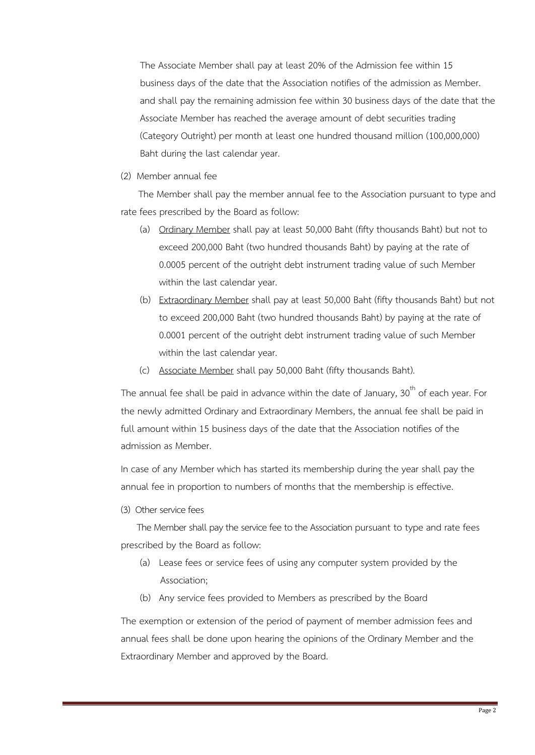The Associate Member shall pay at least 20% of the Admission fee within 15 business days of the date that the Association notifies of the admission as Member. and shall pay the remaining admission fee within 30 business days of the date that the Associate Member has reached the average amount of debt securities trading (Category Outright) per month at least one hundred thousand million (100,000,000) Baht during the last calendar year.

(2) Member annual fee

The Member shall pay the member annual fee to the Association pursuant to type and rate fees prescribed by the Board as follow:

(a) Ordinary Member shall pay at least 50,000 Baht (fifty thousands Baht) but not to exceed 200,000 Baht (two hundred thousands Baht) by paying at the rate of 0.0005 percent of the outright debt instrument trading value of such Member within the last calendar year.

(b) Extraordinary Member shall pay at least 50,000 Baht (fifty thousands Baht) but not to exceed 200,000 Baht (two hundred thousands Baht) by paying at the rate of 0.0001 percent of the outright debt instrument trading value of such Member within the last calendar year.

(c) Associate Member shall pay 50,000 Baht (fifty thousands Baht).

The annual fee shall be paid in advance within the date of January, 30th of each year. For the newly admitted Ordinary and Extraordinary Members, the annual fee shall be paid in full amount within 15 business days of the date that the Association notifies of the admission as Member.

In case of any Member which has started its membership during the year shall pay the annual fee in proportion to numbers of months that the membership is effective.

(3) Other service fees

The Member shall pay the service fee to the Association pursuant to type and rate fees prescribed by the Board as follow:

(a) Lease fees or service fees of using any computer system provided by the Association;

(b) Any service fees provided to Members as prescribed by the Board

The exemption or extension of the period of payment of member admission fees and annual fees shall be done upon hearing the opinions of the Ordinary Member and the Extraordinary Member and approved by the Board.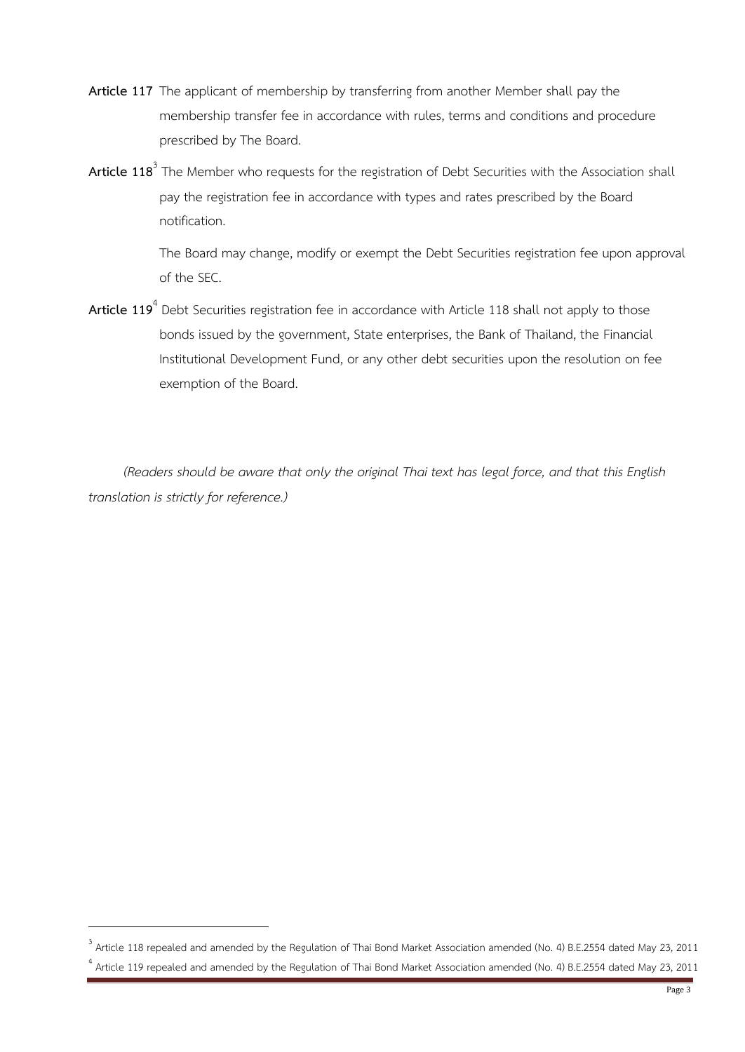**Article 117** The applicant of membership by transferring from another Member shall pay the membership transfer fee in accordance with rules, terms and conditions and procedure prescribed by The Board.

**Article 118**[3] The Member who requests for the registration of Debt Securities with the Association shall pay the registration fee in accordance with types and rates prescribed by the Board notification.

The Board may change, modify or exempt the Debt Securities registration fee upon approval of the SEC.

**Article 119**[4] Debt Securities registration fee in accordance with Article 118 shall not apply to those bonds issued by the government, State enterprises, the Bank of Thailand, the Financial Institutional Development Fund, or any other debt securities upon the resolution on fee exemption of the Board.

*(Readers should be aware that only the original Thai text has legal force, and that this English translation is strictly for reference.)*

---

[3] Article 118 repealed and amended by the Regulation of Thai Bond Market Association amended (No. 4) B.E.2554 dated May 23, 2011

[4] Article 119 repealed and amended by the Regulation of Thai Bond Market Association amended (No. 4) B.E.2554 dated May 23, 2011